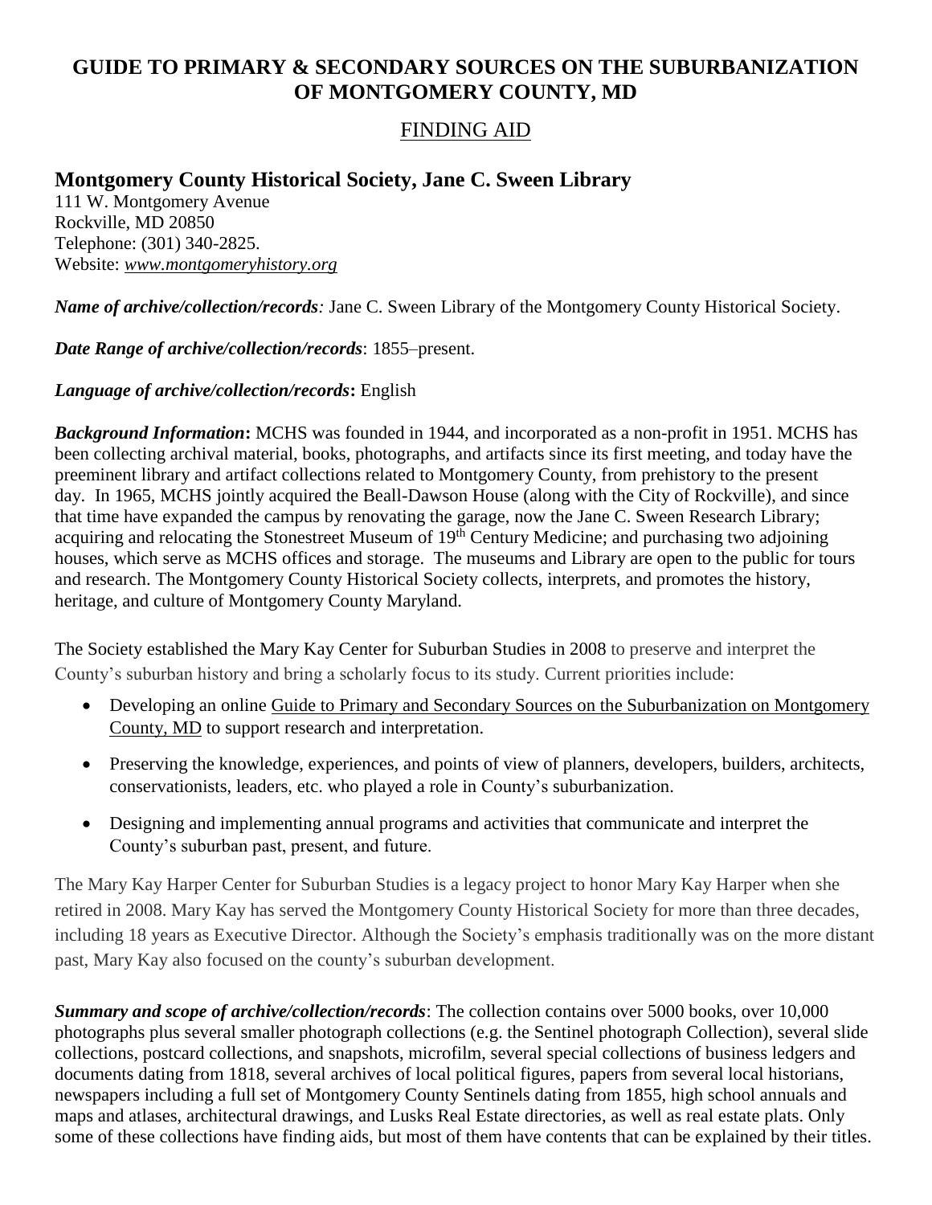# GUIDE TO PRIMARY & SECONDARY SOURCES ON THE SUBURBANIZATION OF MONTGOMERY COUNTY, MD

## FINDING AID

### Montgomery County Historical Society, Jane C. Sween Library

111 W. Montgomery Avenue
Rockville, MD 20850
Telephone: (301) 340-2825.
Website: *www.montgomeryhistory.org*

***Name of archive/collection/records**:* Jane C. Sween Library of the Montgomery County Historical Society.

***Date Range of archive/collection/records***: 1855–present.

***Language of archive/collection/records*:** English

***Background Information*:** MCHS was founded in 1944, and incorporated as a non-profit in 1951. MCHS has been collecting archival material, books, photographs, and artifacts since its first meeting, and today have the preeminent library and artifact collections related to Montgomery County, from prehistory to the present day. In 1965, MCHS jointly acquired the Beall-Dawson House (along with the City of Rockville), and since that time have expanded the campus by renovating the garage, now the Jane C. Sween Research Library; acquiring and relocating the Stonestreet Museum of 19th Century Medicine; and purchasing two adjoining houses, which serve as MCHS offices and storage. The museums and Library are open to the public for tours and research. The Montgomery County Historical Society collects, interprets, and promotes the history, heritage, and culture of Montgomery County Maryland.

The Society established the Mary Kay Center for Suburban Studies in 2008 to preserve and interpret the County's suburban history and bring a scholarly focus to its study. Current priorities include:

- Developing an online Guide to Primary and Secondary Sources on the Suburbanization on Montgomery County, MD to support research and interpretation.
- Preserving the knowledge, experiences, and points of view of planners, developers, builders, architects, conservationists, leaders, etc. who played a role in County's suburbanization.
- Designing and implementing annual programs and activities that communicate and interpret the County's suburban past, present, and future.

The Mary Kay Harper Center for Suburban Studies is a legacy project to honor Mary Kay Harper when she retired in 2008. Mary Kay has served the Montgomery County Historical Society for more than three decades, including 18 years as Executive Director. Although the Society's emphasis traditionally was on the more distant past, Mary Kay also focused on the county's suburban development.

***Summary and scope of archive/collection/records***: The collection contains over 5000 books, over 10,000 photographs plus several smaller photograph collections (e.g. the Sentinel photograph Collection), several slide collections, postcard collections, and snapshots, microfilm, several special collections of business ledgers and documents dating from 1818, several archives of local political figures, papers from several local historians, newspapers including a full set of Montgomery County Sentinels dating from 1855, high school annuals and maps and atlases, architectural drawings, and Lusks Real Estate directories, as well as real estate plats. Only some of these collections have finding aids, but most of them have contents that can be explained by their titles.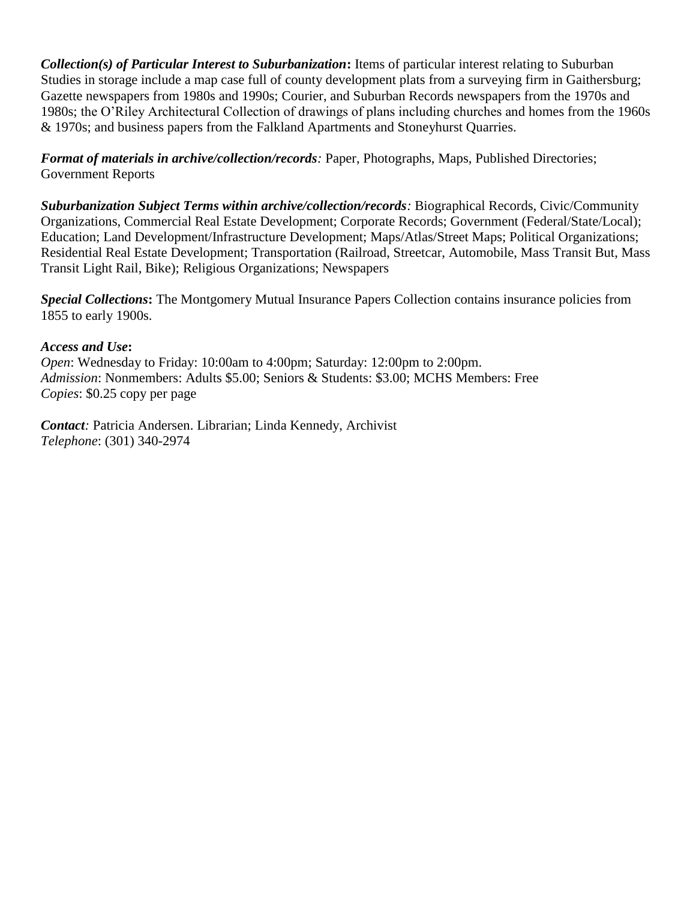***Collection(s) of Particular Interest to Suburbanization*:** Items of particular interest relating to Suburban Studies in storage include a map case full of county development plats from a surveying firm in Gaithersburg; Gazette newspapers from 1980s and 1990s; Courier, and Suburban Records newspapers from the 1970s and 1980s; the O'Riley Architectural Collection of drawings of plans including churches and homes from the 1960s & 1970s; and business papers from the Falkland Apartments and Stoneyhurst Quarries.

***Format of materials in archive/collection/records**:* Paper, Photographs, Maps, Published Directories; Government Reports

***Suburbanization Subject Terms within archive/collection/records**:* Biographical Records, Civic/Community Organizations, Commercial Real Estate Development; Corporate Records; Government (Federal/State/Local); Education; Land Development/Infrastructure Development; Maps/Atlas/Street Maps; Political Organizations; Residential Real Estate Development; Transportation (Railroad, Streetcar, Automobile, Mass Transit But, Mass Transit Light Rail, Bike); Religious Organizations; Newspapers

***Special Collections*:** The Montgomery Mutual Insurance Papers Collection contains insurance policies from 1855 to early 1900s.

***Access and Use*:**
*Open*: Wednesday to Friday: 10:00am to 4:00pm; Saturday: 12:00pm to 2:00pm.
*Admission*: Nonmembers: Adults $5.00; Seniors & Students: $3.00; MCHS Members: Free
*Copies*: $0.25 copy per page

***Contact**:* Patricia Andersen. Librarian; Linda Kennedy, Archivist
*Telephone*: (301) 340-2974